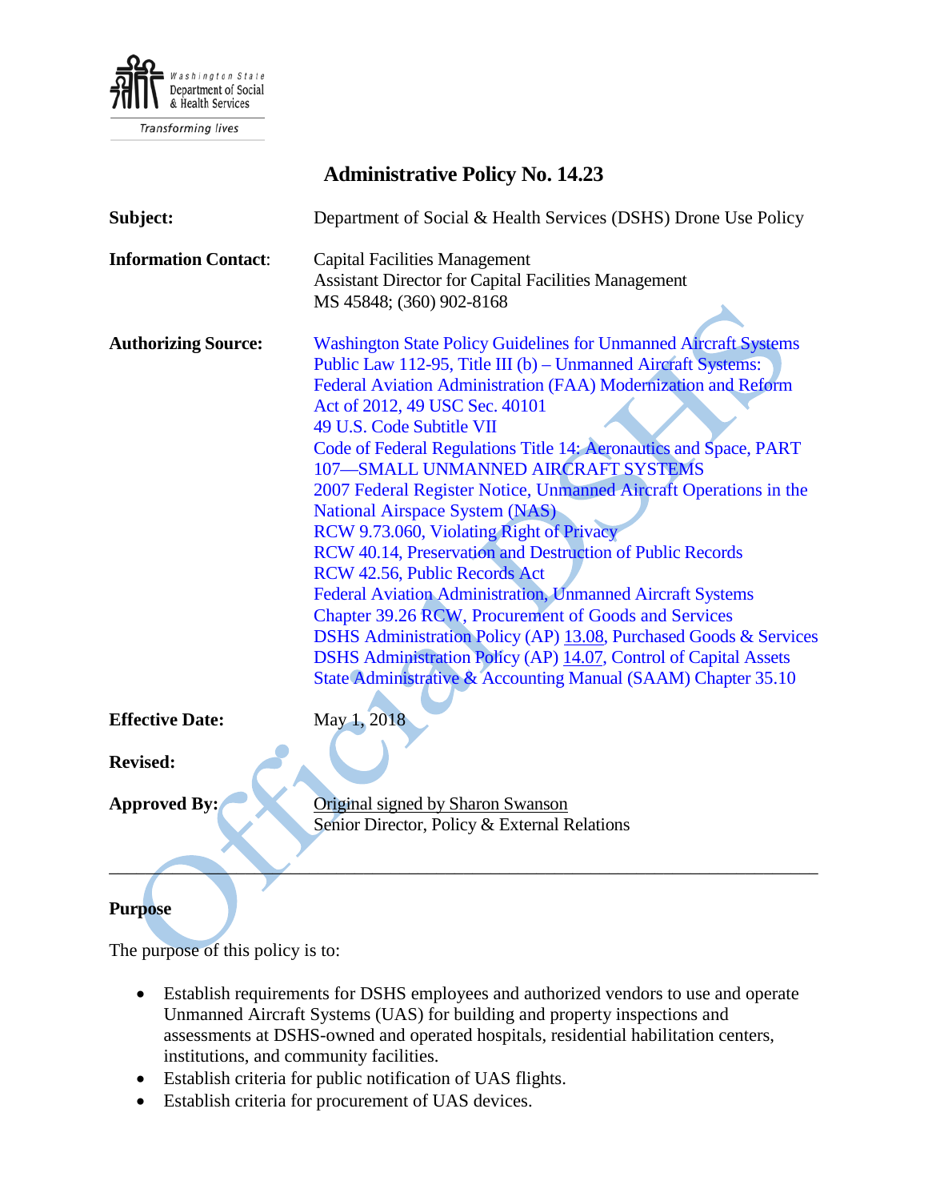Washington State Department of Social & Health Services

*Transforming lives*

# Administrative Policy No. 14.23

**Subject:** Department of Social & Health Services (DSHS) Drone Use Policy

**Information Contact:** Capital Facilities Management
Assistant Director for Capital Facilities Management
MS 45848; (360) 902-8168

**Authorizing Source:**
Washington State Policy Guidelines for Unmanned Aircraft Systems
Public Law 112-95, Title III (b) – Unmanned Aircraft Systems: Federal Aviation Administration (FAA) Modernization and Reform Act of 2012, 49 USC Sec. 40101
49 U.S. Code Subtitle VII
Code of Federal Regulations Title 14: Aeronautics and Space, PART 107—SMALL UNMANNED AIRCRAFT SYSTEMS
2007 Federal Register Notice, Unmanned Aircraft Operations in the National Airspace System (NAS)
RCW 9.73.060, Violating Right of Privacy
RCW 40.14, Preservation and Destruction of Public Records
RCW 42.56, Public Records Act
Federal Aviation Administration, Unmanned Aircraft Systems
Chapter 39.26 RCW, Procurement of Goods and Services
DSHS Administration Policy (AP) 13.08, Purchased Goods & Services
DSHS Administration Policy (AP) 14.07, Control of Capital Assets
State Administrative & Accounting Manual (SAAM) Chapter 35.10

**Effective Date:** May 1, 2018

**Revised:**

**Approved By:** Original signed by Sharon Swanson
Senior Director, Policy & External Relations

---

## Purpose

The purpose of this policy is to:

- Establish requirements for DSHS employees and authorized vendors to use and operate Unmanned Aircraft Systems (UAS) for building and property inspections and assessments at DSHS-owned and operated hospitals, residential habilitation centers, institutions, and community facilities.
- Establish criteria for public notification of UAS flights.
- Establish criteria for procurement of UAS devices.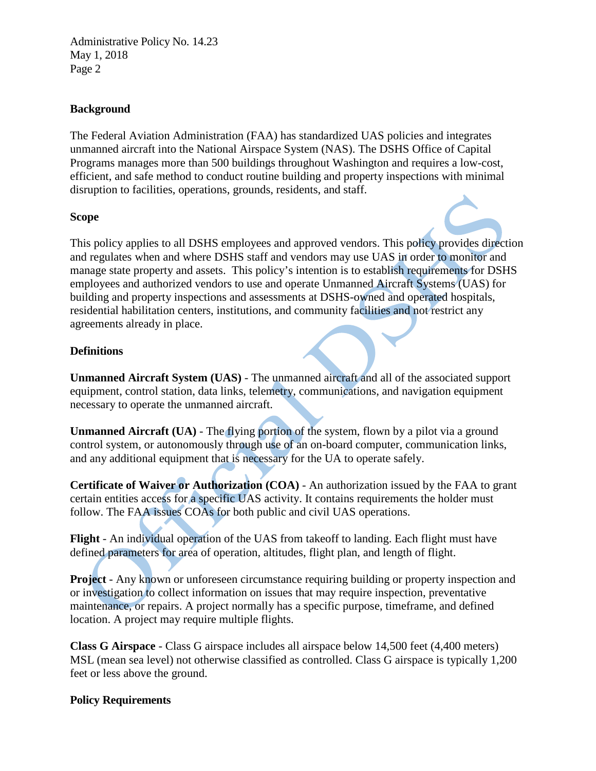## Background

The Federal Aviation Administration (FAA) has standardized UAS policies and integrates unmanned aircraft into the National Airspace System (NAS). The DSHS Office of Capital Programs manages more than 500 buildings throughout Washington and requires a low-cost, efficient, and safe method to conduct routine building and property inspections with minimal disruption to facilities, operations, grounds, residents, and staff.

## Scope

This policy applies to all DSHS employees and approved vendors. This policy provides direction and regulates when and where DSHS staff and vendors may use UAS in order to monitor and manage state property and assets. This policy's intention is to establish requirements for DSHS employees and authorized vendors to use and operate Unmanned Aircraft Systems (UAS) for building and property inspections and assessments at DSHS-owned and operated hospitals, residential habilitation centers, institutions, and community facilities and not restrict any agreements already in place.

## Definitions

**Unmanned Aircraft System (UAS)** - The unmanned aircraft and all of the associated support equipment, control station, data links, telemetry, communications, and navigation equipment necessary to operate the unmanned aircraft.

**Unmanned Aircraft (UA)** - The flying portion of the system, flown by a pilot via a ground control system, or autonomously through use of an on-board computer, communication links, and any additional equipment that is necessary for the UA to operate safely.

**Certificate of Waiver or Authorization (COA)** - An authorization issued by the FAA to grant certain entities access for a specific UAS activity. It contains requirements the holder must follow. The FAA issues COAs for both public and civil UAS operations.

**Flight** - An individual operation of the UAS from takeoff to landing. Each flight must have defined parameters for area of operation, altitudes, flight plan, and length of flight.

**Project** - Any known or unforeseen circumstance requiring building or property inspection and or investigation to collect information on issues that may require inspection, preventative maintenance, or repairs. A project normally has a specific purpose, timeframe, and defined location. A project may require multiple flights.

**Class G Airspace** - Class G airspace includes all airspace below 14,500 feet (4,400 meters) MSL (mean sea level) not otherwise classified as controlled. Class G airspace is typically 1,200 feet or less above the ground.

## Policy Requirements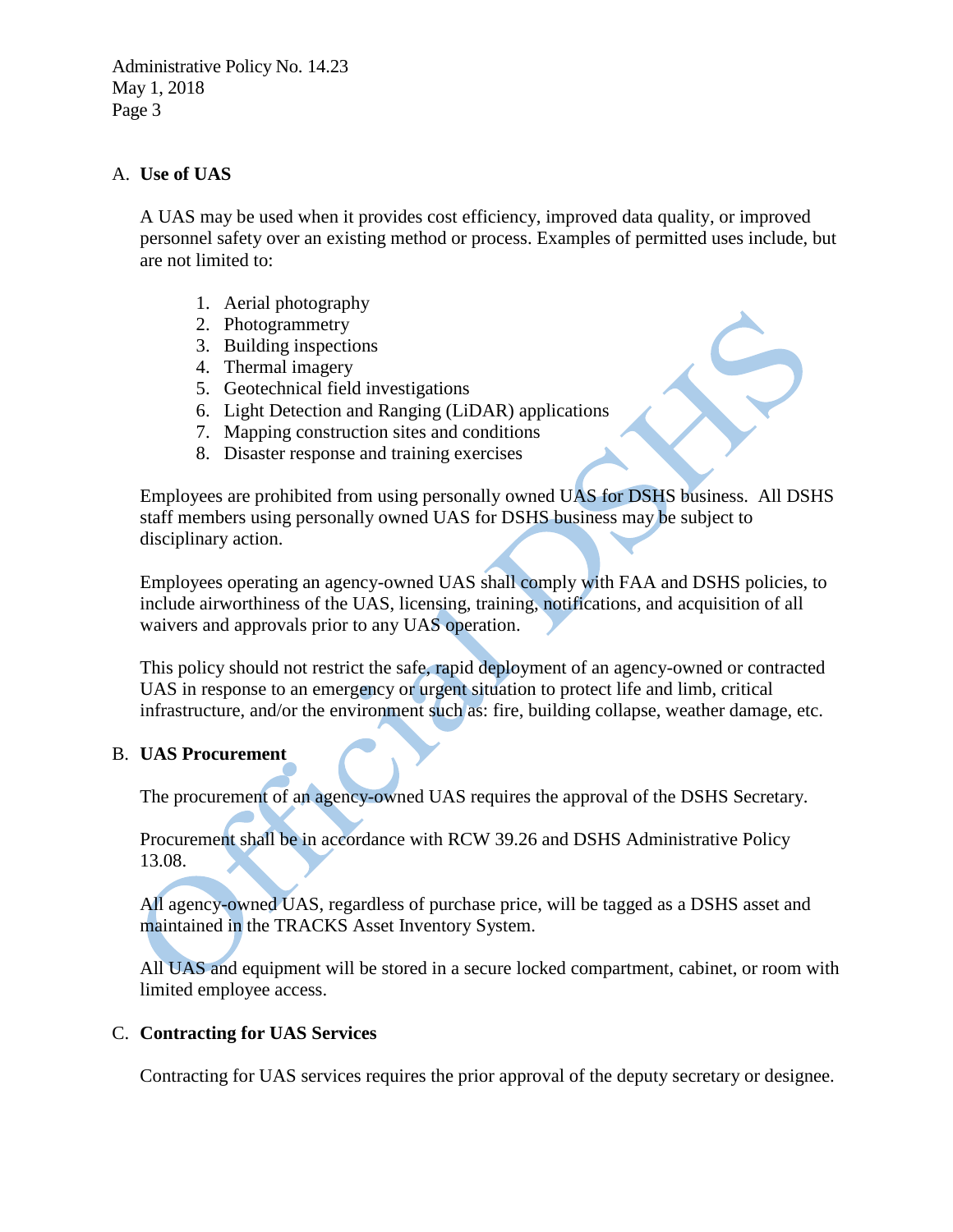## A. Use of UAS

A UAS may be used when it provides cost efficiency, improved data quality, or improved personnel safety over an existing method or process. Examples of permitted uses include, but are not limited to:

1. Aerial photography
2. Photogrammetry
3. Building inspections
4. Thermal imagery
5. Geotechnical field investigations
6. Light Detection and Ranging (LiDAR) applications
7. Mapping construction sites and conditions
8. Disaster response and training exercises

Employees are prohibited from using personally owned UAS for DSHS business. All DSHS staff members using personally owned UAS for DSHS business may be subject to disciplinary action.

Employees operating an agency-owned UAS shall comply with FAA and DSHS policies, to include airworthiness of the UAS, licensing, training, notifications, and acquisition of all waivers and approvals prior to any UAS operation.

This policy should not restrict the safe, rapid deployment of an agency-owned or contracted UAS in response to an emergency or urgent situation to protect life and limb, critical infrastructure, and/or the environment such as: fire, building collapse, weather damage, etc.

## B. UAS Procurement

The procurement of an agency-owned UAS requires the approval of the DSHS Secretary.

Procurement shall be in accordance with RCW 39.26 and DSHS Administrative Policy 13.08.

All agency-owned UAS, regardless of purchase price, will be tagged as a DSHS asset and maintained in the TRACKS Asset Inventory System.

All UAS and equipment will be stored in a secure locked compartment, cabinet, or room with limited employee access.

## C. Contracting for UAS Services

Contracting for UAS services requires the prior approval of the deputy secretary or designee.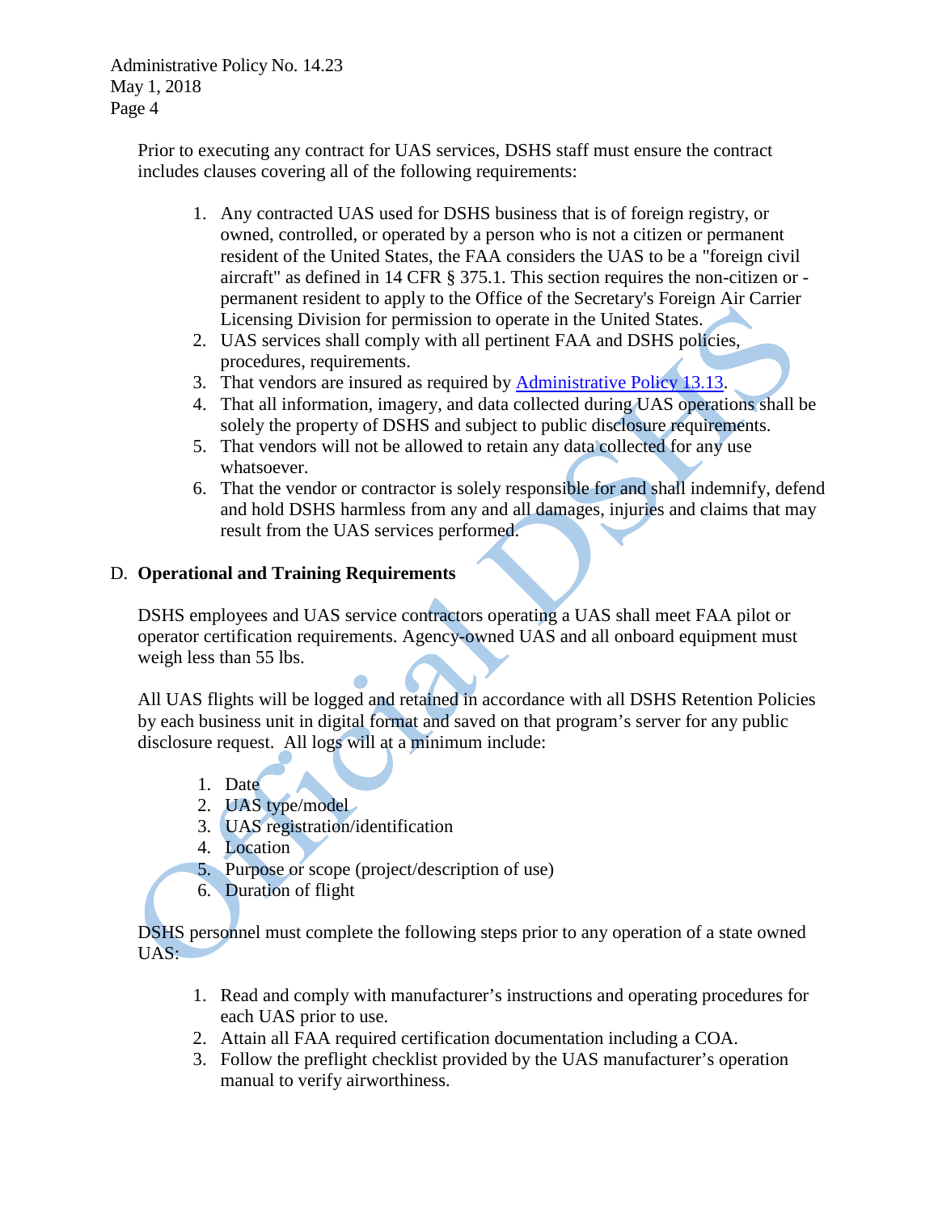Prior to executing any contract for UAS services, DSHS staff must ensure the contract includes clauses covering all of the following requirements:

1. Any contracted UAS used for DSHS business that is of foreign registry, or owned, controlled, or operated by a person who is not a citizen or permanent resident of the United States, the FAA considers the UAS to be a "foreign civil aircraft" as defined in 14 CFR § 375.1. This section requires the non-citizen or -permanent resident to apply to the Office of the Secretary's Foreign Air Carrier Licensing Division for permission to operate in the United States.
2. UAS services shall comply with all pertinent FAA and DSHS policies, procedures, requirements.
3. That vendors are insured as required by Administrative Policy 13.13.
4. That all information, imagery, and data collected during UAS operations shall be solely the property of DSHS and subject to public disclosure requirements.
5. That vendors will not be allowed to retain any data collected for any use whatsoever.
6. That the vendor or contractor is solely responsible for and shall indemnify, defend and hold DSHS harmless from any and all damages, injuries and claims that may result from the UAS services performed.

D. **Operational and Training Requirements**

DSHS employees and UAS service contractors operating a UAS shall meet FAA pilot or operator certification requirements. Agency-owned UAS and all onboard equipment must weigh less than 55 lbs.

All UAS flights will be logged and retained in accordance with all DSHS Retention Policies by each business unit in digital format and saved on that program's server for any public disclosure request. All logs will at a minimum include:

1. Date
2. UAS type/model
3. UAS registration/identification
4. Location
5. Purpose or scope (project/description of use)
6. Duration of flight

DSHS personnel must complete the following steps prior to any operation of a state owned UAS:

1. Read and comply with manufacturer's instructions and operating procedures for each UAS prior to use.
2. Attain all FAA required certification documentation including a COA.
3. Follow the preflight checklist provided by the UAS manufacturer's operation manual to verify airworthiness.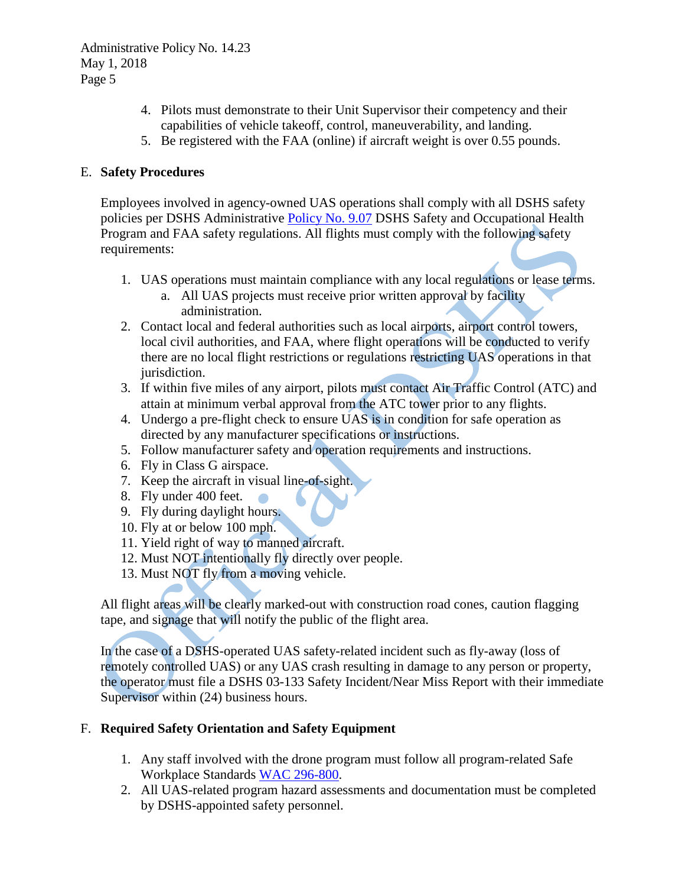4. Pilots must demonstrate to their Unit Supervisor their competency and their capabilities of vehicle takeoff, control, maneuverability, and landing.
5. Be registered with the FAA (online) if aircraft weight is over 0.55 pounds.

E. **Safety Procedures**

Employees involved in agency-owned UAS operations shall comply with all DSHS safety policies per DSHS Administrative Policy No. 9.07 DSHS Safety and Occupational Health Program and FAA safety regulations. All flights must comply with the following safety requirements:

1. UAS operations must maintain compliance with any local regulations or lease terms.
   a. All UAS projects must receive prior written approval by facility administration.
2. Contact local and federal authorities such as local airports, airport control towers, local civil authorities, and FAA, where flight operations will be conducted to verify there are no local flight restrictions or regulations restricting UAS operations in that jurisdiction.
3. If within five miles of any airport, pilots must contact Air Traffic Control (ATC) and attain at minimum verbal approval from the ATC tower prior to any flights.
4. Undergo a pre-flight check to ensure UAS is in condition for safe operation as directed by any manufacturer specifications or instructions.
5. Follow manufacturer safety and operation requirements and instructions.
6. Fly in Class G airspace.
7. Keep the aircraft in visual line-of-sight.
8. Fly under 400 feet.
9. Fly during daylight hours.
10. Fly at or below 100 mph.
11. Yield right of way to manned aircraft.
12. Must NOT intentionally fly directly over people.
13. Must NOT fly from a moving vehicle.

All flight areas will be clearly marked-out with construction road cones, caution flagging tape, and signage that will notify the public of the flight area.

In the case of a DSHS-operated UAS safety-related incident such as fly-away (loss of remotely controlled UAS) or any UAS crash resulting in damage to any person or property, the operator must file a DSHS 03-133 Safety Incident/Near Miss Report with their immediate Supervisor within (24) business hours.

F. **Required Safety Orientation and Safety Equipment**

1. Any staff involved with the drone program must follow all program-related Safe Workplace Standards WAC 296-800.
2. All UAS-related program hazard assessments and documentation must be completed by DSHS-appointed safety personnel.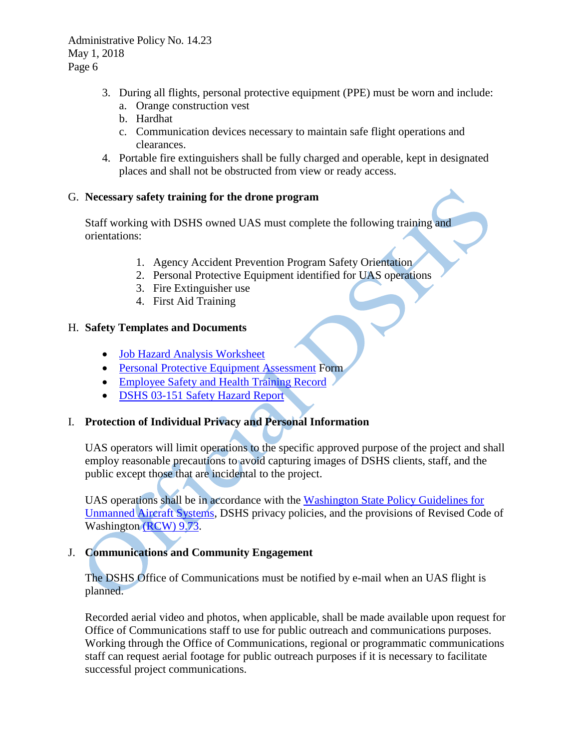3. During all flights, personal protective equipment (PPE) must be worn and include:
   a. Orange construction vest
   b. Hardhat
   c. Communication devices necessary to maintain safe flight operations and clearances.
4. Portable fire extinguishers shall be fully charged and operable, kept in designated places and shall not be obstructed from view or ready access.

G. **Necessary safety training for the drone program**

Staff working with DSHS owned UAS must complete the following training and orientations:

1. Agency Accident Prevention Program Safety Orientation
2. Personal Protective Equipment identified for UAS operations
3. Fire Extinguisher use
4. First Aid Training

H. **Safety Templates and Documents**

- Job Hazard Analysis Worksheet
- Personal Protective Equipment Assessment Form
- Employee Safety and Health Training Record
- DSHS 03-151 Safety Hazard Report

I. **Protection of Individual Privacy and Personal Information**

UAS operators will limit operations to the specific approved purpose of the project and shall employ reasonable precautions to avoid capturing images of DSHS clients, staff, and the public except those that are incidental to the project.

UAS operations shall be in accordance with the Washington State Policy Guidelines for Unmanned Aircraft Systems, DSHS privacy policies, and the provisions of Revised Code of Washington (RCW) 9.73.

J. **Communications and Community Engagement**

The DSHS Office of Communications must be notified by e-mail when an UAS flight is planned.

Recorded aerial video and photos, when applicable, shall be made available upon request for Office of Communications staff to use for public outreach and communications purposes. Working through the Office of Communications, regional or programmatic communications staff can request aerial footage for public outreach purposes if it is necessary to facilitate successful project communications.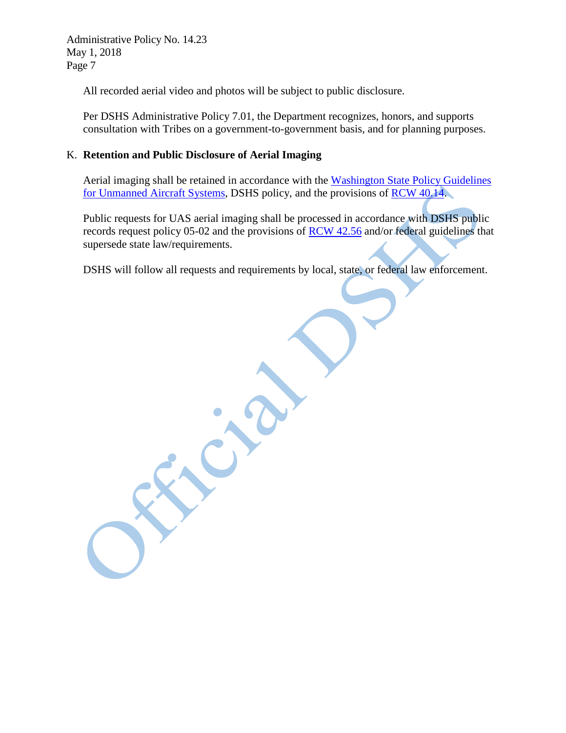All recorded aerial video and photos will be subject to public disclosure.

Per DSHS Administrative Policy 7.01, the Department recognizes, honors, and supports consultation with Tribes on a government-to-government basis, and for planning purposes.

## K. Retention and Public Disclosure of Aerial Imaging

Aerial imaging shall be retained in accordance with the [Washington State Policy Guidelines for Unmanned Aircraft Systems](), DSHS policy, and the provisions of [RCW 40.14]().

Public requests for UAS aerial imaging shall be processed in accordance with DSHS public records request policy 05-02 and the provisions of [RCW 42.56]() and/or federal guidelines that supersede state law/requirements.

DSHS will follow all requests and requirements by local, state, or federal law enforcement.